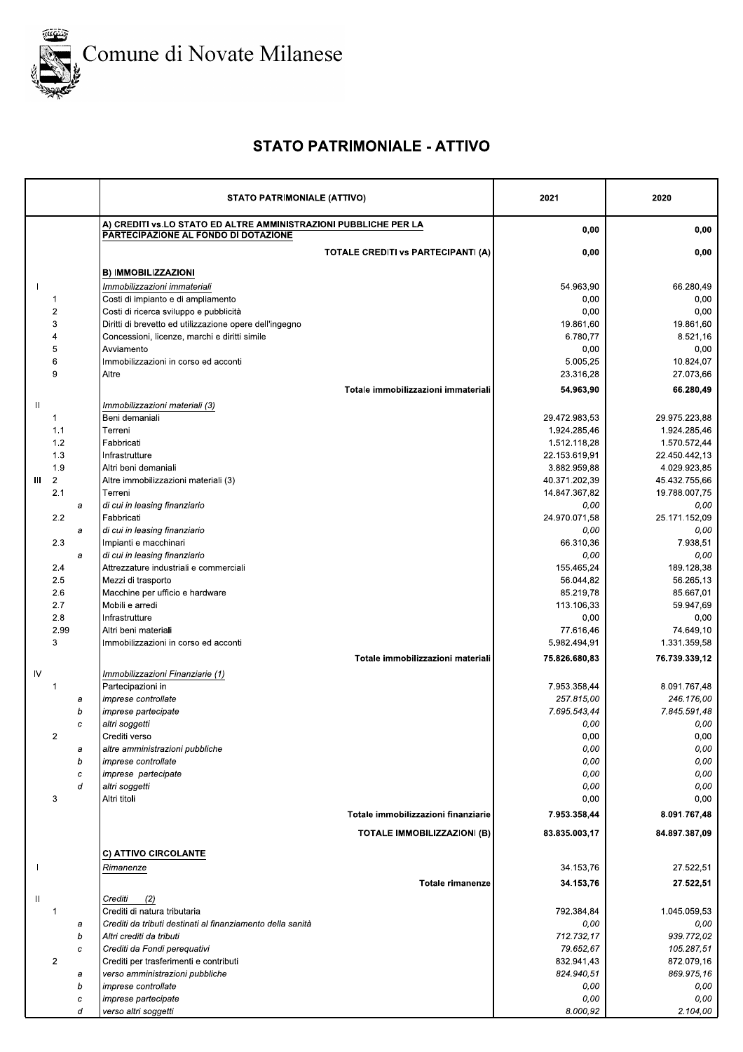# Comune di Novate Milanese

## STATO PATRIMONIALE - ATTIVO

| | | | STATO PATRIMONIALE (ATTIVO) | 2021 | 2020 |
|---|---|---|---|---|---|
| | | | A) CREDITI vs.LO STATO ED ALTRE AMMINISTRAZIONI PUBBLICHE PER LA PARTECIPAZIONE AL FONDO DI DOTAZIONE | 0,00 | 0,00 |
| | | | **TOTALE CREDITI vs PARTECIPANTI (A)** | **0,00** | **0,00** |
| | | | **B) IMMOBILIZZAZIONI** | | |
| I | | | *Immobilizzazioni immateriali* | 54.963,90 | 66.280,49 |
| | 1 | | Costi di impianto e di ampliamento | 0,00 | 0,00 |
| | 2 | | Costi di ricerca sviluppo e pubblicità | 0,00 | 0,00 |
| | 3 | | Diritti di brevetto ed utilizzazione opere dell'ingegno | 19.861,60 | 19.861,60 |
| | 4 | | Concessioni, licenze, marchi e diritti simile | 6.780,77 | 8.521,16 |
| | 5 | | Avviamento | 0,00 | 0,00 |
| | 6 | | Immobilizzazioni in corso ed acconti | 5.005,25 | 10.824,07 |
| | 9 | | Altre | 23.316,28 | 27.073,66 |
| | | | **Totale immobilizzazioni immateriali** | **54.963,90** | **66.280,49** |
| II | | | *Immobilizzazioni materiali (3)* | | |
| | 1 | | Beni demaniali | 29.472.983,53 | 29.975.223,88 |
| | 1.1 | | Terreni | 1.924.285,46 | 1.924.285,46 |
| | 1.2 | | Fabbricati | 1.512.118,28 | 1.570.572,44 |
| | 1.3 | | Infrastrutture | 22.153.619,91 | 22.450.442,13 |
| | 1.9 | | Altri beni demaniali | 3.882.959,88 | 4.029.923,85 |
| III | 2 | | Altre immobilizzazioni materiali (3) | 40.371.202,39 | 45.432.755,66 |
| | 2.1 | | Terreni | 14.847.367,82 | 19.788.007,75 |
| | | a | *di cui in leasing finanziario* | *0,00* | *0,00* |
| | 2.2 | | Fabbricati | 24.970.071,58 | 25.171.152,09 |
| | | a | *di cui in leasing finanziario* | *0,00* | *0,00* |
| | 2.3 | | Impianti e macchinari | 66.310,36 | 7.938,51 |
| | | a | *di cui in leasing finanziario* | *0,00* | *0,00* |
| | 2.4 | | Attrezzature industriali e commerciali | 155.465,24 | 189.128,38 |
| | 2.5 | | Mezzi di trasporto | 56.044,82 | 56.265,13 |
| | 2.6 | | Macchine per ufficio e hardware | 85.219,78 | 85.667,01 |
| | 2.7 | | Mobili e arredi | 113.106,33 | 59.947,69 |
| | 2.8 | | Infrastrutture | 0,00 | 0,00 |
| | 2.99 | | Altri beni materiali | 77.616,46 | 74.649,10 |
| | 3 | | Immobilizzazioni in corso ed acconti | 5.982.494,91 | 1.331.359,58 |
| | | | **Totale immobilizzazioni materiali** | **75.826.680,83** | **76.739.339,12** |
| IV | | | *Immobilizzazioni Finanziarie (1)* | | |
| | 1 | | Partecipazioni in | 7.953.358,44 | 8.091.767,48 |
| | | a | *imprese controllate* | *257.815,00* | *246.176,00* |
| | | b | *imprese partecipate* | *7.695.543,44* | *7.845.591,48* |
| | | c | *altri soggetti* | *0,00* | *0,00* |
| | 2 | | Crediti verso | 0,00 | 0,00 |
| | | a | *altre amministrazioni pubbliche* | *0,00* | *0,00* |
| | | b | *imprese controllate* | *0,00* | *0,00* |
| | | c | *imprese partecipate* | *0,00* | *0,00* |
| | | d | *altri soggetti* | *0,00* | *0,00* |
| | 3 | | Altri titoli | 0,00 | 0,00 |
| | | | **Totale immobilizzazioni finanziarie** | **7.953.358,44** | **8.091.767,48** |
| | | | **TOTALE IMMOBILIZZAZIONI (B)** | **83.835.003,17** | **84.897.387,09** |
| | | | **C) ATTIVO CIRCOLANTE** | | |
| I | | | *Rimanenze* | 34.153,76 | 27.522,51 |
| | | | **Totale rimanenze** | **34.153,76** | **27.522,51** |
| II | | | *Crediti (2)* | | |
| | 1 | | Crediti di natura tributaria | 792.384,84 | 1.045.059,53 |
| | | a | *Crediti da tributi destinati al finanziamento della sanità* | *0,00* | *0,00* |
| | | b | *Altri crediti da tributi* | *712.732,17* | *939.772,02* |
| | | c | *Crediti da Fondi perequativi* | *79.652,67* | *105.287,51* |
| | 2 | | Crediti per trasferimenti e contributi | 832.941,43 | 872.079,16 |
| | | a | *verso amministrazioni pubbliche* | *824.940,51* | *869.975,16* |
| | | b | *imprese controllate* | *0,00* | *0,00* |
| | | c | *imprese partecipate* | *0,00* | *0,00* |
| | | d | *verso altri soggetti* | *8.000,92* | *2.104,00* |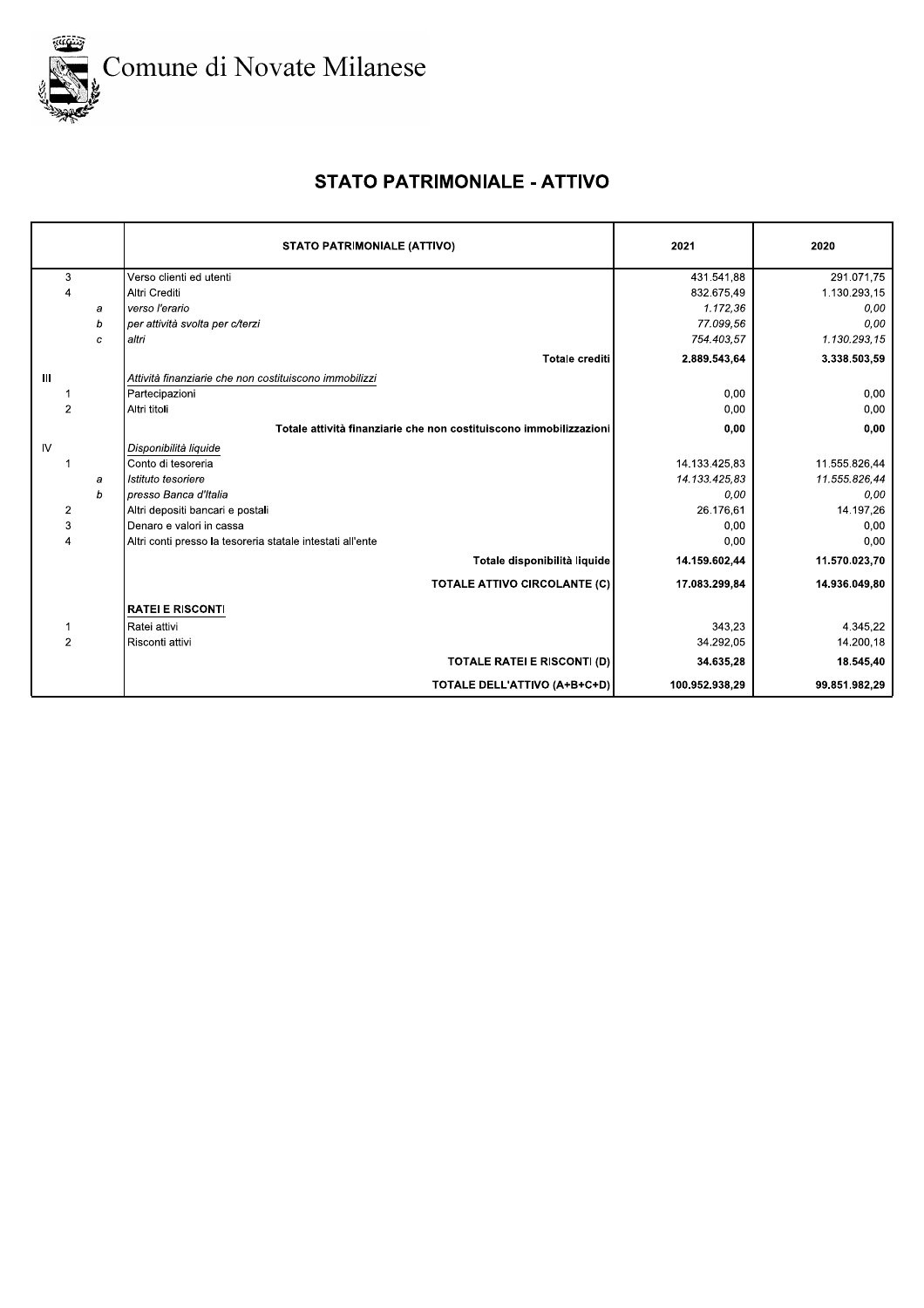Comune di Novate Milanese

## STATO PATRIMONIALE - ATTIVO

| | | STATO PATRIMONIALE (ATTIVO) | 2021 | 2020 |
|---|---|---|---|---|
| 3 | | Verso clienti ed utenti | 431.541,88 | 291.071,75 |
| 4 | | Altri Crediti | 832.675,49 | 1.130.293,15 |
| | a | *verso l'erario* | *1.172,36* | *0,00* |
| | b | *per attività svolta per c/terzi* | *77.099,56* | *0,00* |
| | c | *altri* | *754.403,57* | *1.130.293,15* |
| | | **Totale crediti** | **2.889.543,64** | **3.338.503,59** |
| III | | *Attività finanziarie che non costituiscono immobilizzi* | | |
| 1 | | Partecipazioni | 0,00 | 0,00 |
| 2 | | Altri titoli | 0,00 | 0,00 |
| | | **Totale attività finanziarie che non costituiscono immobilizzazioni** | **0,00** | **0,00** |
| IV | | *Disponibilità liquide* | | |
| 1 | | Conto di tesoreria | 14.133.425,83 | 11.555.826,44 |
| | a | *Istituto tesoriere* | *14.133.425,83* | *11.555.826,44* |
| | b | *presso Banca d'Italia* | *0,00* | *0,00* |
| 2 | | Altri depositi bancari e postali | 26.176,61 | 14.197,26 |
| 3 | | Denaro e valori in cassa | 0,00 | 0,00 |
| 4 | | Altri conti presso la tesoreria statale intestati all'ente | 0,00 | 0,00 |
| | | **Totale disponibilità liquide** | **14.159.602,44** | **11.570.023,70** |
| | | **TOTALE ATTIVO CIRCOLANTE (C)** | **17.083.299,84** | **14.936.049,80** |
| | | **RATEI E RISCONTI** | | |
| 1 | | Ratei attivi | 343,23 | 4.345,22 |
| 2 | | Risconti attivi | 34.292,05 | 14.200,18 |
| | | **TOTALE RATEI E RISCONTI (D)** | **34.635,28** | **18.545,40** |
| | | **TOTALE DELL'ATTIVO (A+B+C+D)** | **100.952.938,29** | **99.851.982,29** |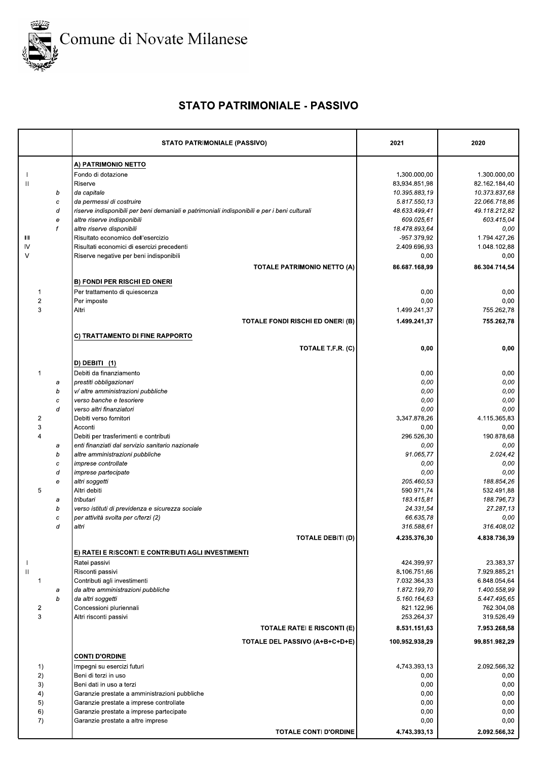Comune di Novate Milanese

## STATO PATRIMONIALE - PASSIVO

| | | STATO PATRIMONIALE (PASSIVO) | 2021 | 2020 |
|---|---|---|---|---|
| | | **A) PATRIMONIO NETTO** | | |
| I | | Fondo di dotazione | 1.300.000,00 | 1.300.000,00 |
| II | | Riserve | 83.934.851,98 | 82.162.184,40 |
| | b | *da capitale* | *10.395.883,19* | *10.373.837,68* |
| | c | *da permessi di costruire* | *5.817.550,13* | *22.066.718,86* |
| | d | *riserve indisponibili per beni demaniali e patrimoniali indisponibili e per i beni culturali* | *48.633.499,41* | *49.118.212,82* |
| | e | *altre riserve indisponibili* | *609.025,61* | *603.415,04* |
| | f | *altre riserve disponibili* | *18.478.893,64* | *0,00* |
| III | | Risultato economico dell'esercizio | -957.379,92 | 1.794.427,26 |
| IV | | Risultati economici di esercizi precedenti | 2.409.696,93 | 1.048.102,88 |
| V | | Riserve negative per beni indisponibili | 0,00 | 0,00 |
| | | **TOTALE PATRIMONIO NETTO (A)** | **86.687.168,99** | **86.304.714,54** |
| | | **B) FONDI PER RISCHI ED ONERI** | | |
| 1 | | Per trattamento di quiescenza | 0,00 | 0,00 |
| 2 | | Per imposte | 0,00 | 0,00 |
| 3 | | Altri | 1.499.241,37 | 755.262,78 |
| | | **TOTALE FONDI RISCHI ED ONERI (B)** | **1.499.241,37** | **755.262,78** |
| | | **C) TRATTAMENTO DI FINE RAPPORTO** | | |
| | | **TOTALE T.F.R. (C)** | **0,00** | **0,00** |
| | | **D) DEBITI (1)** | | |
| 1 | | Debiti da finanziamento | 0,00 | 0,00 |
| | a | *prestiti obbligazionari* | *0,00* | *0,00* |
| | b | *v/ altre amministrazioni pubbliche* | *0,00* | *0,00* |
| | c | *verso banche e tesoriere* | *0,00* | *0,00* |
| | d | *verso altri finanziatori* | *0,00* | *0,00* |
| 2 | | Debiti verso fornitori | 3.347.878,26 | 4.115.365,83 |
| 3 | | Acconti | 0,00 | 0,00 |
| 4 | | Debiti per trasferimenti e contributi | 296.526,30 | 190.878,68 |
| | a | *enti finanziati dal servizio sanitario nazionale* | *0,00* | *0,00* |
| | b | *altre amministrazioni pubbliche* | *91.065,77* | *2.024,42* |
| | c | *imprese controllate* | *0,00* | *0,00* |
| | d | *imprese partecipate* | *0,00* | *0,00* |
| | e | *altri soggetti* | *205.460,53* | *188.854,26* |
| 5 | | Altri debiti | 590.971,74 | 532.491,88 |
| | a | *tributari* | *183.415,81* | *188.796,73* |
| | b | *verso istituti di previdenza e sicurezza sociale* | *24.331,54* | *27.287,13* |
| | c | *per attività svolta per c/terzi (2)* | *66.635,78* | *0,00* |
| | d | *altri* | *316.588,61* | *316.408,02* |
| | | **TOTALE DEBITI (D)** | **4.235.376,30** | **4.838.736,39** |
| | | **E) RATEI E RISCONTI E CONTRIBUTI AGLI INVESTIMENTI** | | |
| I | | Ratei passivi | 424.399,97 | 23.383,37 |
| II | | Risconti passivi | 8.106.751,66 | 7.929.885,21 |
| 1 | | Contributi agli investimenti | 7.032.364,33 | 6.848.054,64 |
| | a | *da altre amministrazioni pubbliche* | *1.872.199,70* | *1.400.558,99* |
| | b | *da altri soggetti* | *5.160.164,63* | *5.447.495,65* |
| 2 | | Concessioni pluriennali | 821.122,96 | 762.304,08 |
| 3 | | Altri risconti passivi | 253.264,37 | 319.526,49 |
| | | **TOTALE RATEI E RISCONTI (E)** | **8.531.151,63** | **7.953.268,58** |
| | | **TOTALE DEL PASSIVO (A+B+C+D+E)** | **100.952.938,29** | **99.851.982,29** |
| | | **CONTI D'ORDINE** | | |
| 1) | | Impegni su esercizi futuri | 4.743.393,13 | 2.092.566,32 |
| 2) | | Beni di terzi in uso | 0,00 | 0,00 |
| 3) | | Beni dati in uso a terzi | 0,00 | 0,00 |
| 4) | | Garanzie prestate a amministrazioni pubbliche | 0,00 | 0,00 |
| 5) | | Garanzie prestate a imprese controllate | 0,00 | 0,00 |
| 6) | | Garanzie prestate a imprese partecipate | 0,00 | 0,00 |
| 7) | | Garanzie prestate a altre imprese | 0,00 | 0,00 |
| | | **TOTALE CONTI D'ORDINE** | **4.743.393,13** | **2.092.566,32** |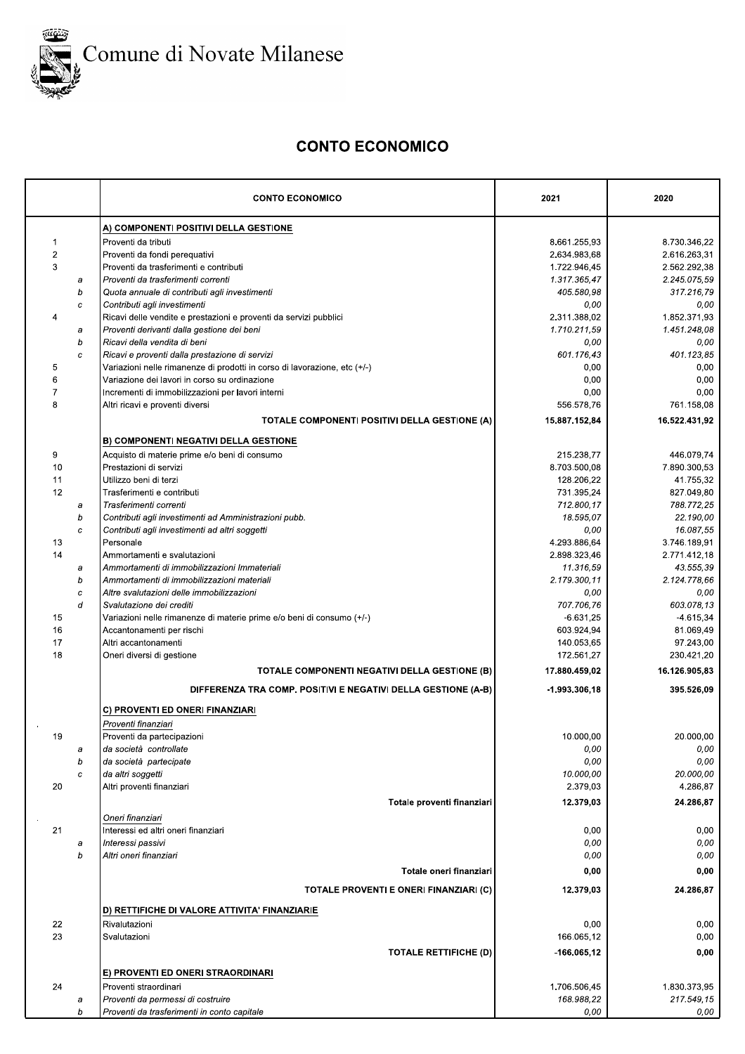# Comune di Novate Milanese

## CONTO ECONOMICO

| | | CONTO ECONOMICO | 2021 | 2020 |
|---|---|---|---|---|
| | | **A) COMPONENTI POSITIVI DELLA GESTIONE** | | |
| 1 | | Proventi da tributi | 8.661.255,93 | 8.730.346,22 |
| 2 | | Proventi da fondi perequativi | 2.634.983,68 | 2.616.263,31 |
| 3 | | Proventi da trasferimenti e contributi | 1.722.946,45 | 2.562.292,38 |
| | a | *Proventi da trasferimenti correnti* | *1.317.365,47* | *2.245.075,59* |
| | b | *Quota annuale di contributi agli investimenti* | *405.580,98* | *317.216,79* |
| | c | *Contributi agli investimenti* | *0,00* | *0,00* |
| 4 | | Ricavi delle vendite e prestazioni e proventi da servizi pubblici | 2.311.388,02 | 1.852.371,93 |
| | a | *Proventi derivanti dalla gestione dei beni* | *1.710.211,59* | *1.451.248,08* |
| | b | *Ricavi della vendita di beni* | *0,00* | *0,00* |
| | c | *Ricavi e proventi dalla prestazione di servizi* | *601.176,43* | *401.123,85* |
| 5 | | Variazioni nelle rimanenze di prodotti in corso di lavorazione, etc (+/-) | 0,00 | 0,00 |
| 6 | | Variazione dei lavori in corso su ordinazione | 0,00 | 0,00 |
| 7 | | Incrementi di immobilizzazioni per lavori interni | 0,00 | 0,00 |
| 8 | | Altri ricavi e proventi diversi | 556.578,76 | 761.158,08 |
| | | **TOTALE COMPONENTI POSITIVI DELLA GESTIONE (A)** | **15.887.152,84** | **16.522.431,92** |
| | | **B) COMPONENTI NEGATIVI DELLA GESTIONE** | | |
| 9 | | Acquisto di materie prime e/o beni di consumo | 215.238,77 | 446.079,74 |
| 10 | | Prestazioni di servizi | 8.703.500,08 | 7.890.300,53 |
| 11 | | Utilizzo beni di terzi | 128.206,22 | 41.755,32 |
| 12 | | Trasferimenti e contributi | 731.395,24 | 827.049,80 |
| | a | *Trasferimenti correnti* | *712.800,17* | *788.772,25* |
| | b | *Contributi agli investimenti ad Amministrazioni pubb.* | *18.595,07* | *22.190,00* |
| | c | *Contributi agli investimenti ad altri soggetti* | *0,00* | *16.087,55* |
| 13 | | Personale | 4.293.886,64 | 3.746.189,91 |
| 14 | | Ammortamenti e svalutazioni | 2.898.323,46 | 2.771.412,18 |
| | a | *Ammortamenti di immobilizzazioni Immateriali* | *11.316,59* | *43.555,39* |
| | b | *Ammortamenti di immobilizzazioni materiali* | *2.179.300,11* | *2.124.778,66* |
| | c | *Altre svalutazioni delle immobilizzazioni* | *0,00* | *0,00* |
| | d | *Svalutazione dei crediti* | *707.706,76* | *603.078,13* |
| 15 | | Variazioni nelle rimanenze di materie prime e/o beni di consumo (+/-) | -6.631,25 | -4.615,34 |
| 16 | | Accantonamenti per rischi | 603.924,94 | 81.069,49 |
| 17 | | Altri accantonamenti | 140.053,65 | 97.243,00 |
| 18 | | Oneri diversi di gestione | 172.561,27 | 230.421,20 |
| | | **TOTALE COMPONENTI NEGATIVI DELLA GESTIONE (B)** | **17.880.459,02** | **16.126.905,83** |
| | | **DIFFERENZA TRA COMP. POSITIVI E NEGATIVI DELLA GESTIONE (A-B)** | **-1.993.306,18** | **395.526,09** |
| | | **C) PROVENTI ED ONERI FINANZIARI** | | |
| | | *Proventi finanziari* | | |
| 19 | | Proventi da partecipazioni | 10.000,00 | 20.000,00 |
| | a | *da società controllate* | *0,00* | *0,00* |
| | b | *da società partecipate* | *0,00* | *0,00* |
| | c | *da altri soggetti* | *10.000,00* | *20.000,00* |
| 20 | | Altri proventi finanziari | 2.379,03 | 4.286,87 |
| | | **Totale proventi finanziari** | **12.379,03** | **24.286,87** |
| | | *Oneri finanziari* | | |
| 21 | | Interessi ed altri oneri finanziari | 0,00 | 0,00 |
| | a | *Interessi passivi* | *0,00* | *0,00* |
| | b | *Altri oneri finanziari* | *0,00* | *0,00* |
| | | **Totale oneri finanziari** | **0,00** | **0,00** |
| | | **TOTALE PROVENTI E ONERI FINANZIARI (C)** | **12.379,03** | **24.286,87** |
| | | **D) RETTIFICHE DI VALORE ATTIVITA' FINANZIARIE** | | |
| 22 | | Rivalutazioni | 0,00 | 0,00 |
| 23 | | Svalutazioni | 166.065,12 | 0,00 |
| | | **TOTALE RETTIFICHE (D)** | **-166.065,12** | **0,00** |
| | | **E) PROVENTI ED ONERI STRAORDINARI** | | |
| 24 | | Proventi straordinari | 1.706.506,45 | 1.830.373,95 |
| | a | *Proventi da permessi di costruire* | *168.988,22* | *217.549,15* |
| | b | *Proventi da trasferimenti in conto capitale* | *0,00* | *0,00* |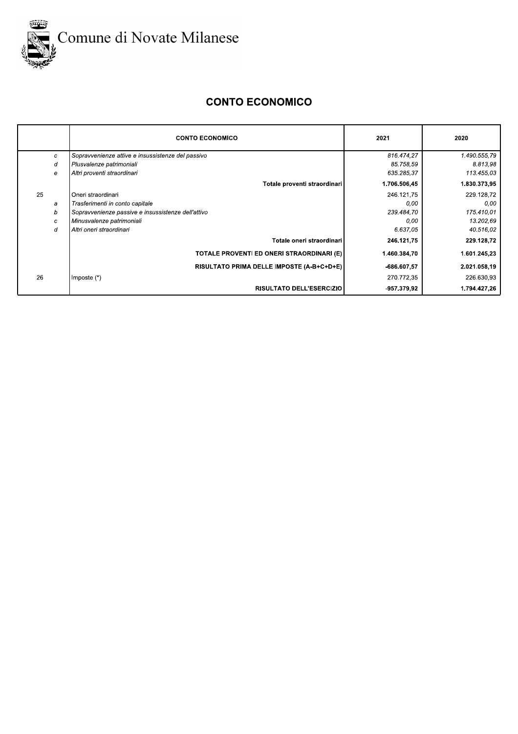Comune di Novate Milanese

## CONTO ECONOMICO

| | | CONTO ECONOMICO | 2021 | 2020 |
|---|---|---|---|---|
| | c | *Sopravvenienze attive e insussistenze del passivo* | *816.474,27* | *1.490.555,79* |
| | d | *Plusvalenze patrimoniali* | *85.758,59* | *8.813,98* |
| | e | *Altri proventi straordinari* | *635.285,37* | *113.455,03* |
| | | **Totale proventi straordinari** | **1.706.506,45** | **1.830.373,95** |
| 25 | | Oneri straordinari | 246.121,75 | 229.128,72 |
| | a | *Trasferimenti in conto capitale* | *0,00* | *0,00* |
| | b | *Sopravvenienze passive e insussistenze dell'attivo* | *239.484,70* | *175.410,01* |
| | c | *Minusvalenze patrimoniali* | *0,00* | *13.202,69* |
| | d | *Altri oneri straordinari* | *6.637,05* | *40.516,02* |
| | | **Totale oneri straordinari** | **246.121,75** | **229.128,72** |
| | | **TOTALE PROVENTI ED ONERI STRAORDINARI (E)** | **1.460.384,70** | **1.601.245,23** |
| | | **RISULTATO PRIMA DELLE IMPOSTE (A-B+C+D+E)** | **-686.607,57** | **2.021.058,19** |
| 26 | | Imposte (*) | 270.772,35 | 226.630,93 |
| | | **RISULTATO DELL'ESERCIZIO** | **-957.379,92** | **1.794.427,26** |